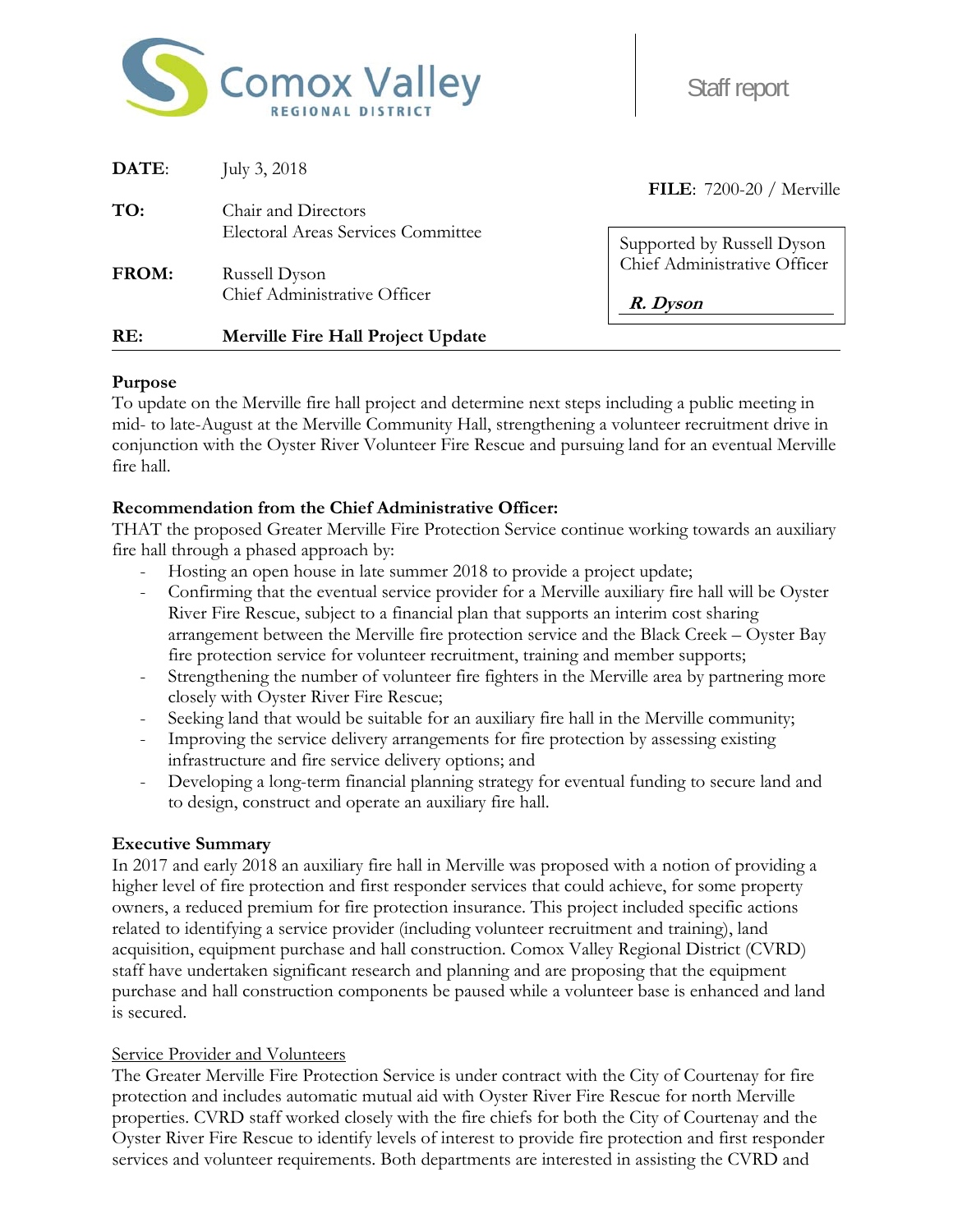Comox Valley REGIONAL DISTRICT

Staff report

| | |
|---|---|
| **DATE**: | July 3, 2018 |
| **TO:** | Chair and Directors<br>Electoral Areas Services Committee |
| **FROM:** | Russell Dyson<br>Chief Administrative Officer |
| **RE:** | **Merville Fire Hall Project Update** |

**FILE**: 7200-20 / Merville

Supported by Russell Dyson
Chief Administrative Officer

*R. Dyson*

**Purpose**

To update on the Merville fire hall project and determine next steps including a public meeting in mid- to late-August at the Merville Community Hall, strengthening a volunteer recruitment drive in conjunction with the Oyster River Volunteer Fire Rescue and pursuing land for an eventual Merville fire hall.

**Recommendation from the Chief Administrative Officer:**

THAT the proposed Greater Merville Fire Protection Service continue working towards an auxiliary fire hall through a phased approach by:

- Hosting an open house in late summer 2018 to provide a project update;
- Confirming that the eventual service provider for a Merville auxiliary fire hall will be Oyster River Fire Rescue, subject to a financial plan that supports an interim cost sharing arrangement between the Merville fire protection service and the Black Creek – Oyster Bay fire protection service for volunteer recruitment, training and member supports;
- Strengthening the number of volunteer fire fighters in the Merville area by partnering more closely with Oyster River Fire Rescue;
- Seeking land that would be suitable for an auxiliary fire hall in the Merville community;
- Improving the service delivery arrangements for fire protection by assessing existing infrastructure and fire service delivery options; and
- Developing a long-term financial planning strategy for eventual funding to secure land and to design, construct and operate an auxiliary fire hall.

**Executive Summary**

In 2017 and early 2018 an auxiliary fire hall in Merville was proposed with a notion of providing a higher level of fire protection and first responder services that could achieve, for some property owners, a reduced premium for fire protection insurance. This project included specific actions related to identifying a service provider (including volunteer recruitment and training), land acquisition, equipment purchase and hall construction. Comox Valley Regional District (CVRD) staff have undertaken significant research and planning and are proposing that the equipment purchase and hall construction components be paused while a volunteer base is enhanced and land is secured.

Service Provider and Volunteers

The Greater Merville Fire Protection Service is under contract with the City of Courtenay for fire protection and includes automatic mutual aid with Oyster River Fire Rescue for north Merville properties. CVRD staff worked closely with the fire chiefs for both the City of Courtenay and the Oyster River Fire Rescue to identify levels of interest to provide fire protection and first responder services and volunteer requirements. Both departments are interested in assisting the CVRD and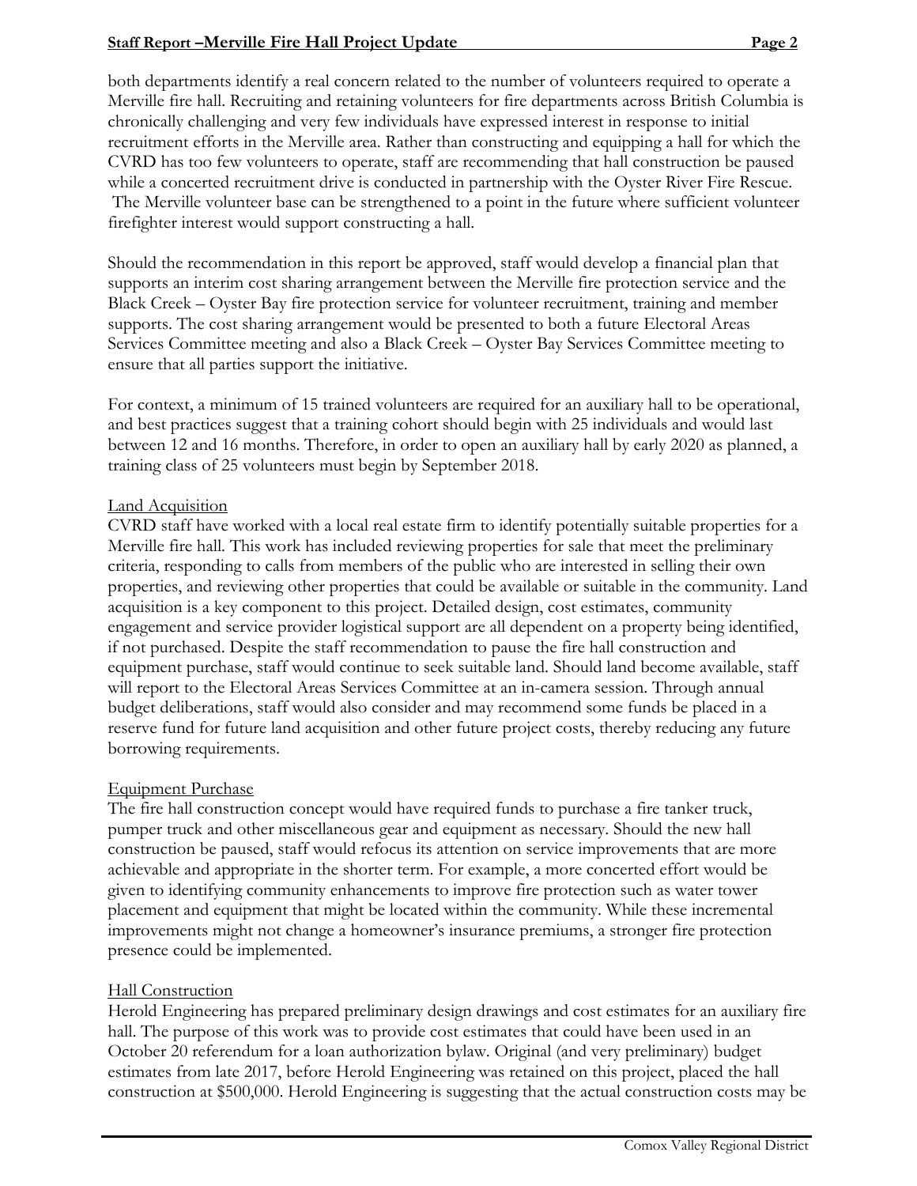both departments identify a real concern related to the number of volunteers required to operate a Merville fire hall. Recruiting and retaining volunteers for fire departments across British Columbia is chronically challenging and very few individuals have expressed interest in response to initial recruitment efforts in the Merville area. Rather than constructing and equipping a hall for which the CVRD has too few volunteers to operate, staff are recommending that hall construction be paused while a concerted recruitment drive is conducted in partnership with the Oyster River Fire Rescue. The Merville volunteer base can be strengthened to a point in the future where sufficient volunteer firefighter interest would support constructing a hall.

Should the recommendation in this report be approved, staff would develop a financial plan that supports an interim cost sharing arrangement between the Merville fire protection service and the Black Creek – Oyster Bay fire protection service for volunteer recruitment, training and member supports. The cost sharing arrangement would be presented to both a future Electoral Areas Services Committee meeting and also a Black Creek – Oyster Bay Services Committee meeting to ensure that all parties support the initiative.

For context, a minimum of 15 trained volunteers are required for an auxiliary hall to be operational, and best practices suggest that a training cohort should begin with 25 individuals and would last between 12 and 16 months. Therefore, in order to open an auxiliary hall by early 2020 as planned, a training class of 25 volunteers must begin by September 2018.

Land Acquisition

CVRD staff have worked with a local real estate firm to identify potentially suitable properties for a Merville fire hall. This work has included reviewing properties for sale that meet the preliminary criteria, responding to calls from members of the public who are interested in selling their own properties, and reviewing other properties that could be available or suitable in the community. Land acquisition is a key component to this project. Detailed design, cost estimates, community engagement and service provider logistical support are all dependent on a property being identified, if not purchased. Despite the staff recommendation to pause the fire hall construction and equipment purchase, staff would continue to seek suitable land. Should land become available, staff will report to the Electoral Areas Services Committee at an in-camera session. Through annual budget deliberations, staff would also consider and may recommend some funds be placed in a reserve fund for future land acquisition and other future project costs, thereby reducing any future borrowing requirements.

Equipment Purchase

The fire hall construction concept would have required funds to purchase a fire tanker truck, pumper truck and other miscellaneous gear and equipment as necessary. Should the new hall construction be paused, staff would refocus its attention on service improvements that are more achievable and appropriate in the shorter term. For example, a more concerted effort would be given to identifying community enhancements to improve fire protection such as water tower placement and equipment that might be located within the community. While these incremental improvements might not change a homeowner's insurance premiums, a stronger fire protection presence could be implemented.

Hall Construction

Herold Engineering has prepared preliminary design drawings and cost estimates for an auxiliary fire hall. The purpose of this work was to provide cost estimates that could have been used in an October 20 referendum for a loan authorization bylaw. Original (and very preliminary) budget estimates from late 2017, before Herold Engineering was retained on this project, placed the hall construction at $500,000. Herold Engineering is suggesting that the actual construction costs may be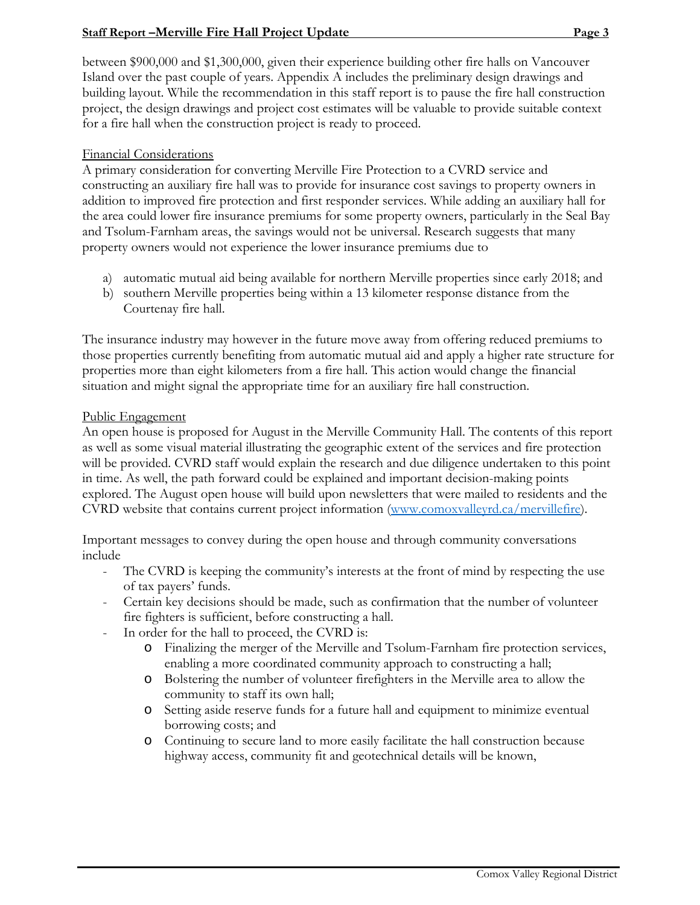between $900,000 and $1,300,000, given their experience building other fire halls on Vancouver Island over the past couple of years. Appendix A includes the preliminary design drawings and building layout. While the recommendation in this staff report is to pause the fire hall construction project, the design drawings and project cost estimates will be valuable to provide suitable context for a fire hall when the construction project is ready to proceed.

Financial Considerations

A primary consideration for converting Merville Fire Protection to a CVRD service and constructing an auxiliary fire hall was to provide for insurance cost savings to property owners in addition to improved fire protection and first responder services. While adding an auxiliary hall for the area could lower fire insurance premiums for some property owners, particularly in the Seal Bay and Tsolum-Farnham areas, the savings would not be universal. Research suggests that many property owners would not experience the lower insurance premiums due to

a) automatic mutual aid being available for northern Merville properties since early 2018; and
b) southern Merville properties being within a 13 kilometer response distance from the Courtenay fire hall.

The insurance industry may however in the future move away from offering reduced premiums to those properties currently benefiting from automatic mutual aid and apply a higher rate structure for properties more than eight kilometers from a fire hall. This action would change the financial situation and might signal the appropriate time for an auxiliary fire hall construction.

Public Engagement

An open house is proposed for August in the Merville Community Hall. The contents of this report as well as some visual material illustrating the geographic extent of the services and fire protection will be provided. CVRD staff would explain the research and due diligence undertaken to this point in time. As well, the path forward could be explained and important decision-making points explored. The August open house will build upon newsletters that were mailed to residents and the CVRD website that contains current project information (www.comoxvalleyrd.ca/mervillefire).

Important messages to convey during the open house and through community conversations include

- The CVRD is keeping the community's interests at the front of mind by respecting the use of tax payers' funds.
- Certain key decisions should be made, such as confirmation that the number of volunteer fire fighters is sufficient, before constructing a hall.
- In order for the hall to proceed, the CVRD is:
  - Finalizing the merger of the Merville and Tsolum-Farnham fire protection services, enabling a more coordinated community approach to constructing a hall;
  - Bolstering the number of volunteer firefighters in the Merville area to allow the community to staff its own hall;
  - Setting aside reserve funds for a future hall and equipment to minimize eventual borrowing costs; and
  - Continuing to secure land to more easily facilitate the hall construction because highway access, community fit and geotechnical details will be known,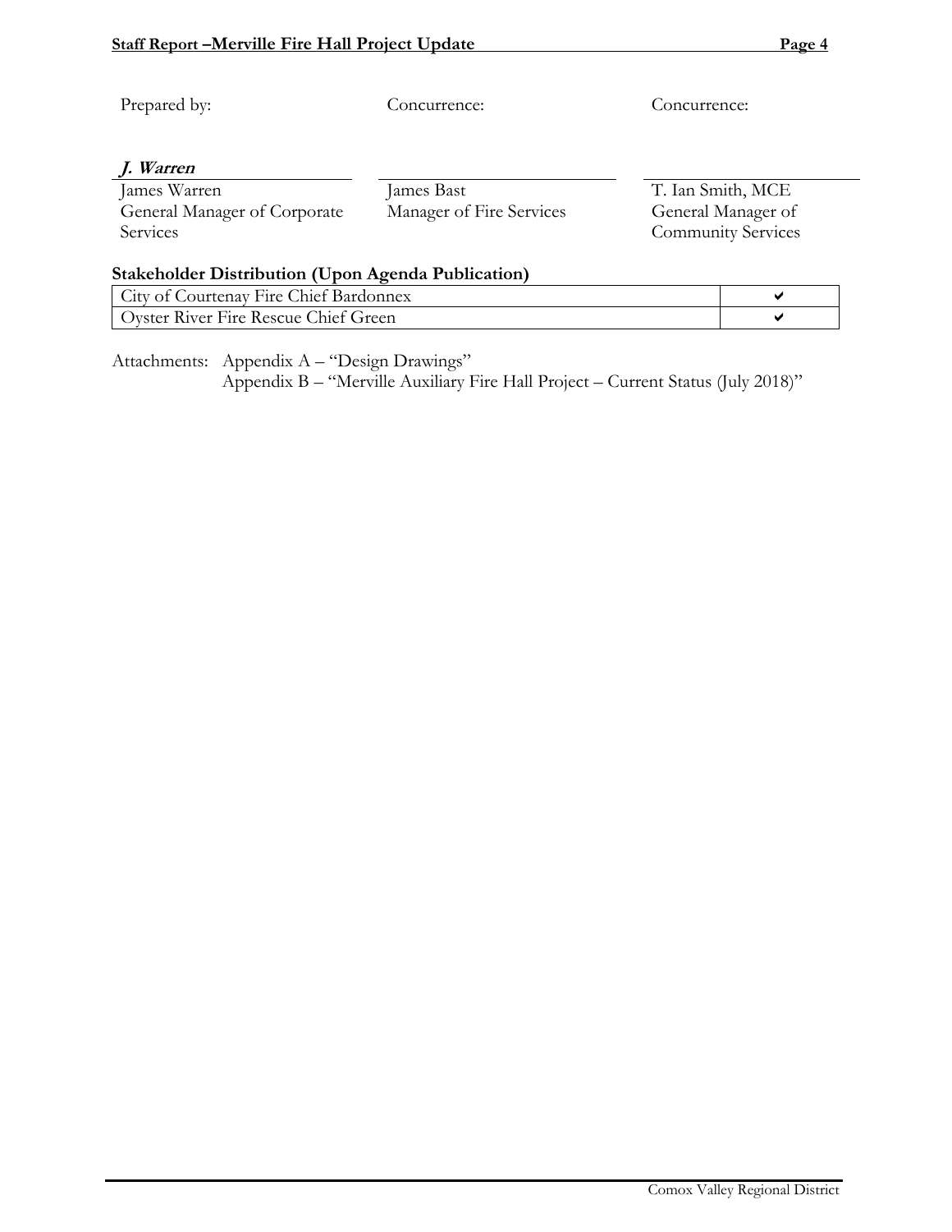| Prepared by: | Concurrence: | Concurrence: |
|---|---|---|
| ***J. Warren*** | | |
| James Warren<br>General Manager of Corporate Services | James Bast<br>Manager of Fire Services | T. Ian Smith, MCE<br>General Manager of Community Services |

**Stakeholder Distribution (Upon Agenda Publication)**

| | |
|---|---|
| City of Courtenay Fire Chief Bardonnex | ✔ |
| Oyster River Fire Rescue Chief Green | ✔ |

Attachments: Appendix A – "Design Drawings"
Appendix B – "Merville Auxiliary Fire Hall Project – Current Status (July 2018)"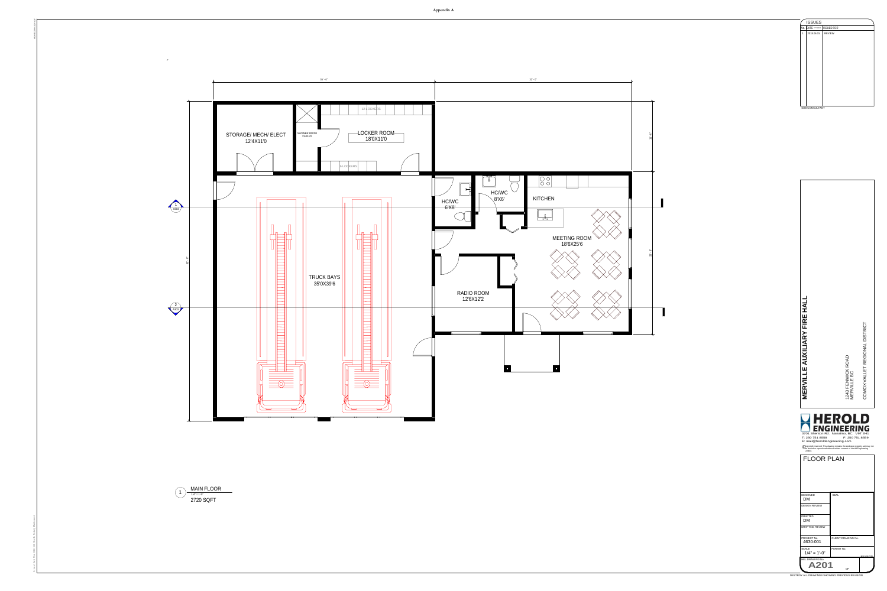Appendix A

STORAGE/ MECH/ ELECT
12'4X11'0

SHOWER ROOM
3'6X11'0

12 LOCKERS

LOCKER ROOM
18'0X11'0

6 LOCKERS

HC/WC
6'X8'

HC/WC
8'X6'

KITCHEN

MEETING ROOM
18'6X25'6

TRUCK BAYS
35'0X39'6

RADIO ROOM
12'6X12'2

1
MAIN FLOOR
1/4" = 1'-0"
2720 SQFT

| ISSUES | | |
|---|---|---|
| No. | DATE | ISSUED FOR |
| 1 | 2018.06.15 | REVIEW |

SUB CONSULTANT

**MERVILLE AUXILIARY FIRE HALL**

1243 FENWICK ROAD
MERVILLE BC

COMOX VALLET REGIONAL DISTRICT

**HEROLD ENGINEERING**
3701 Shenton Rd. Nanaimo, BC V9T 2H1
T: 250 751 8558 F: 250 751 8559
E: mail@heroldengineering.com

© Copyright reserved. This drawing remains the exclusive property and may not be reused or reproduced without written consent of Herold Engineering Limited.

FLOOR PLAN

| | |
|---|---|
| DESIGNED DM | SEAL |
| DESIGN REVIEW | |
| DRAFTED DM | |
| DRAFTING REVIEW | |
| PROJECT No. 4630-001 | CLIENT DRAWING No. |
| SCALE 1/4" = 1'-0" | PERMIT No. |
| HEL DRAWING No. A201 | REVISION |

DESTROY ALL DRAWINGS SHOWING PREVIOUS REVISION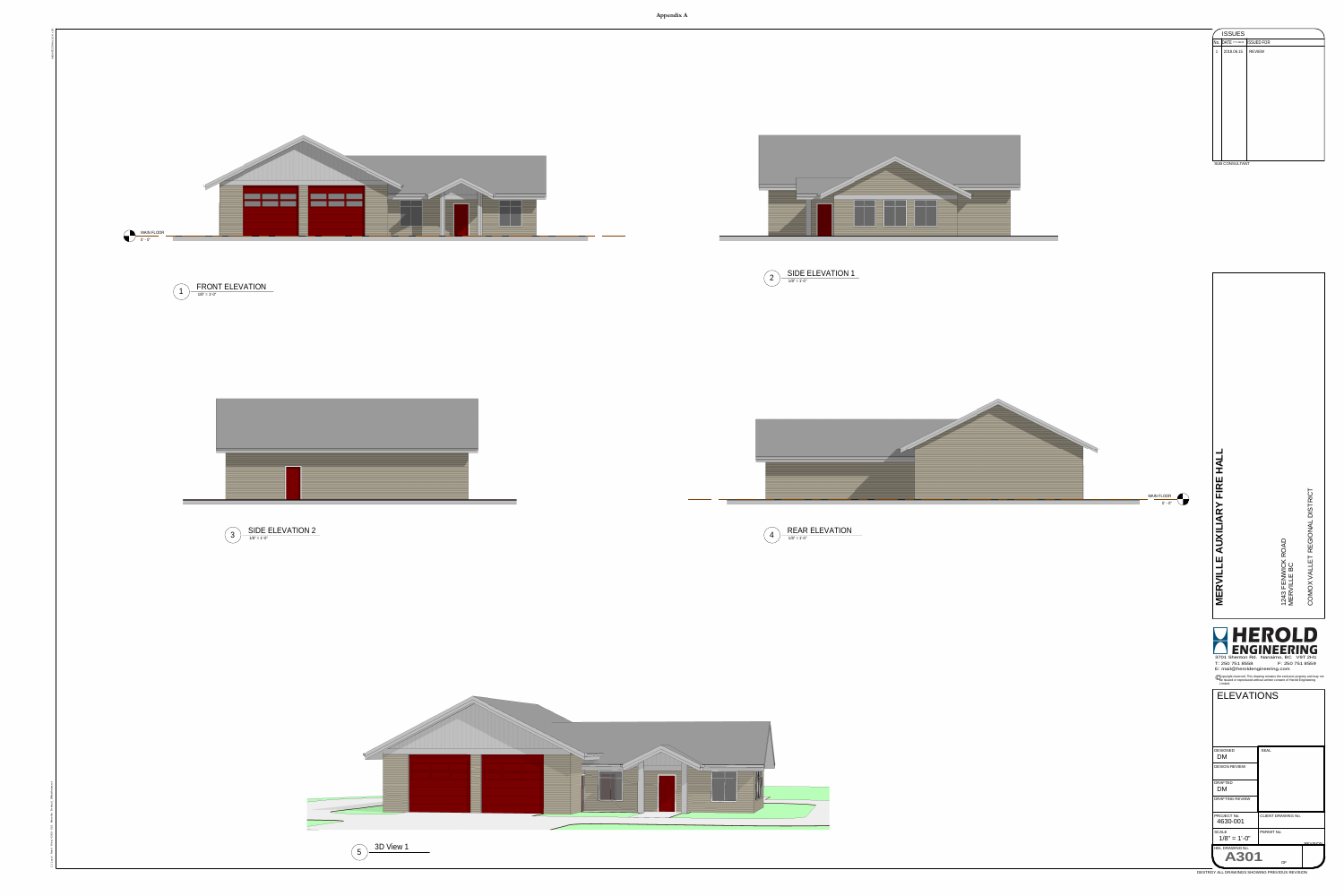Appendix A

MAIN FLOOR
0' - 0"

1 FRONT ELEVATION
1/8" = 1'-0"

2 SIDE ELEVATION 1
1/8" = 1'-0"

3 SIDE ELEVATION 2
1/8" = 1'-0"

MAIN FLOOR
0' - 0"

4 REAR ELEVATION
1/8" = 1'-0"

5 3D View 1

| ISSUES | | |
|---|---|---|
| No. | DATE | ISSUED FOR |
| 1 | 2018.06.11 | REVIEW |

SUB CONSULTANT

**MERVILLE AUXILIARY FIRE HALL**

1243 FENWICK ROAD
MERVILLE BC

COMOX VALLET REGIONAL DISTRICT

**HEROLD ENGINEERING**
3701 Shenton Rd. Nanaimo, BC V9T 2H1
T: 250 751 8558 F: 250 751 8559
E: mail@heroldengineering.com

© Copyright reserved. This drawing remains the exclusive property and may not be reused or reproduced without written consent of Herold Engineering Limited.

ELEVATIONS

| DESIGNED | SEAL |
|---|---|
| DM | |
| DESIGN REVIEW | |
| DRAFTED | |
| DM | |
| DRAFTING REVIEW | |
| PROJECT No. | CLIENT DRAWING No. |
| 4630-001 | |
| SCALE | PERMIT No. |
| 1/8" = 1'-0" | |
| HEL DRAWING No. | REVISION |
| A301 | OF |

DESTROY ALL DRAWINGS SHOWING PREVIOUS REVISION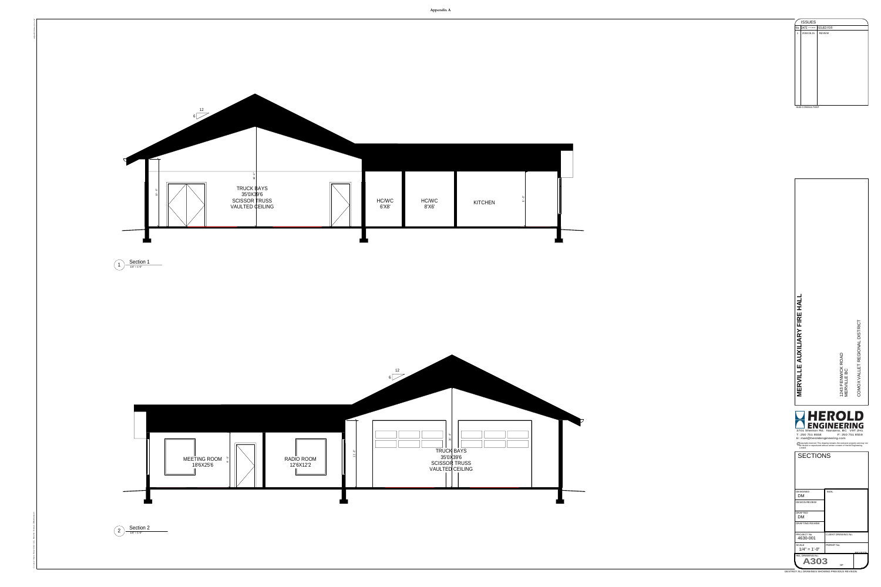Appendix A

| ISSUES | | |
|---|---|---|
| No. | DATE | ISSUED FOR |
| 1 | 2018.09.10 | REVIEW |

SUB CONSULTANT

12

6

TRUCK BAYS
35'0X39'6
SCISSOR TRUSS
VAULTED CEILING

HC/WC
6'X8'

HC/WC
8'X6'

KITCHEN

1 Section 1
1/8" = 1'-0"

12

6

MEETING ROOM
18'6X25'6

RADIO ROOM
12'6X12'2

TRUCK BAYS
35'0X39'6
SCISSOR TRUSS
VAULTED CEILING

2 Section 2
1/8" = 1'-0"

**MERVILLE AUXILIARY FIRE HALL**

1243 FENWICK ROAD
MERVILLE BC

COMOX VALLET REGIONAL DISTRICT

**HEROLD ENGINEERING**

3701 Shenton Rd. Nanaimo, BC V9T 2H1
T: 250 751 8558 F: 250 751 8559
E: mail@heroldengineering.com

© copyright reserved. This drawing remains the exclusive property and may not be reused or reproduced without written consent of Herold Engineering Limited.

SECTIONS

| DESIGNED | SEAL |
|---|---|
| DM | |
| DESIGN REVIEW | |
| DRAFTED | |
| DM | |
| DRAFTING REVIEW | |
| PROJECT No. 4630-001 | CLIENT DRAWING No. |
| SCALE 1/4" = 1'-0" | PERMIT No. |
| HEL DRAWING No. A303 | REVISION |

DESTROY ALL DRAWINGS SHOWING PREVIOUS REVISION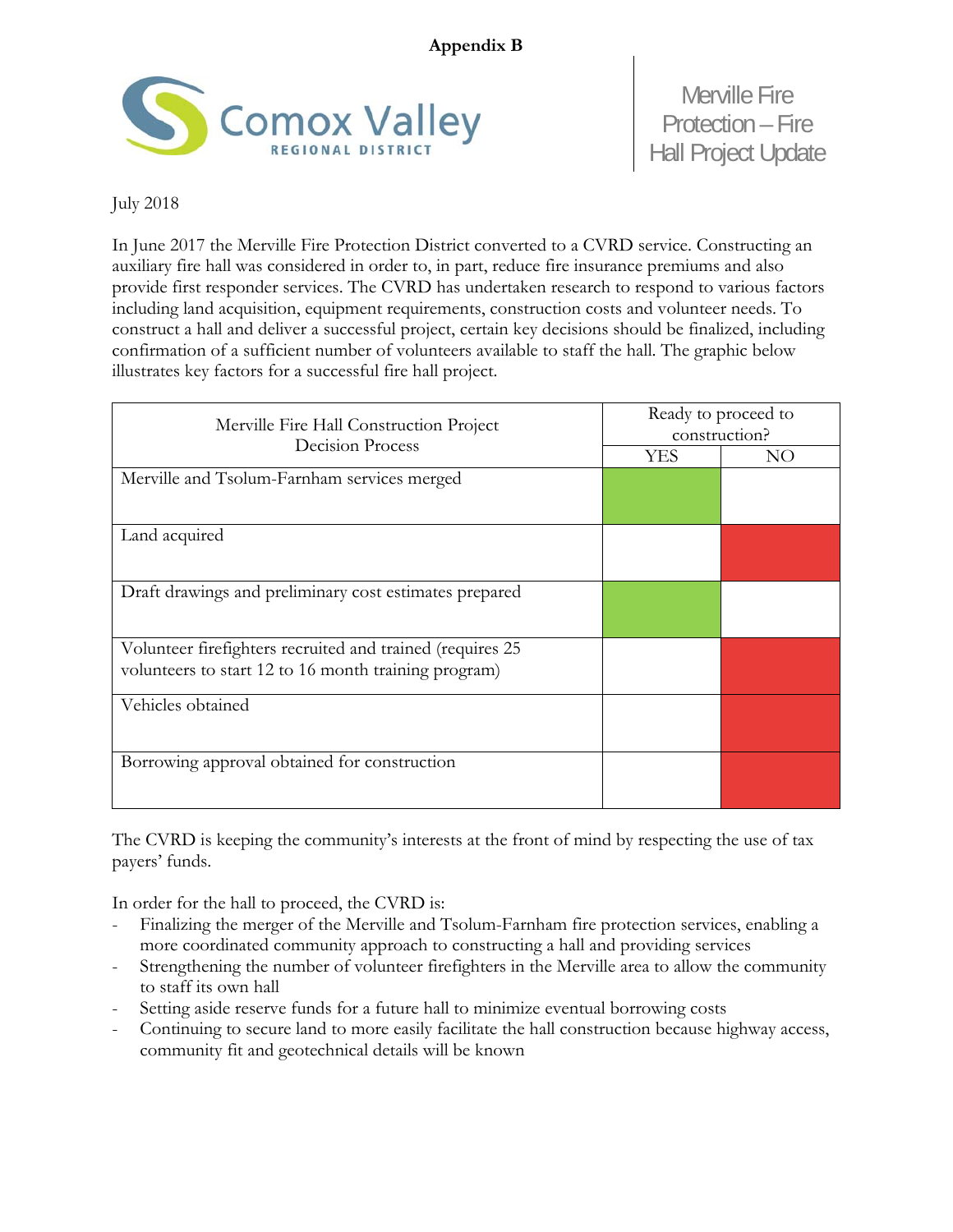**Appendix B**

Comox Valley
REGIONAL DISTRICT

# Merville Fire Protection – Fire Hall Project Update

July 2018

In June 2017 the Merville Fire Protection District converted to a CVRD service. Constructing an auxiliary fire hall was considered in order to, in part, reduce fire insurance premiums and also provide first responder services. The CVRD has undertaken research to respond to various factors including land acquisition, equipment requirements, construction costs and volunteer needs. To construct a hall and deliver a successful project, certain key decisions should be finalized, including confirmation of a sufficient number of volunteers available to staff the hall. The graphic below illustrates key factors for a successful fire hall project.

| Merville Fire Hall Construction Project Decision Process | Ready to proceed to construction? | |
|---|---|---|
| | YES | NO |
| Merville and Tsolum-Farnham services merged | | |
| Land acquired | | |
| Draft drawings and preliminary cost estimates prepared | | |
| Volunteer firefighters recruited and trained (requires 25 volunteers to start 12 to 16 month training program) | | |
| Vehicles obtained | | |
| Borrowing approval obtained for construction | | |

The CVRD is keeping the community's interests at the front of mind by respecting the use of tax payers' funds.

In order for the hall to proceed, the CVRD is:

- Finalizing the merger of the Merville and Tsolum-Farnham fire protection services, enabling a more coordinated community approach to constructing a hall and providing services
- Strengthening the number of volunteer firefighters in the Merville area to allow the community to staff its own hall
- Setting aside reserve funds for a future hall to minimize eventual borrowing costs
- Continuing to secure land to more easily facilitate the hall construction because highway access, community fit and geotechnical details will be known